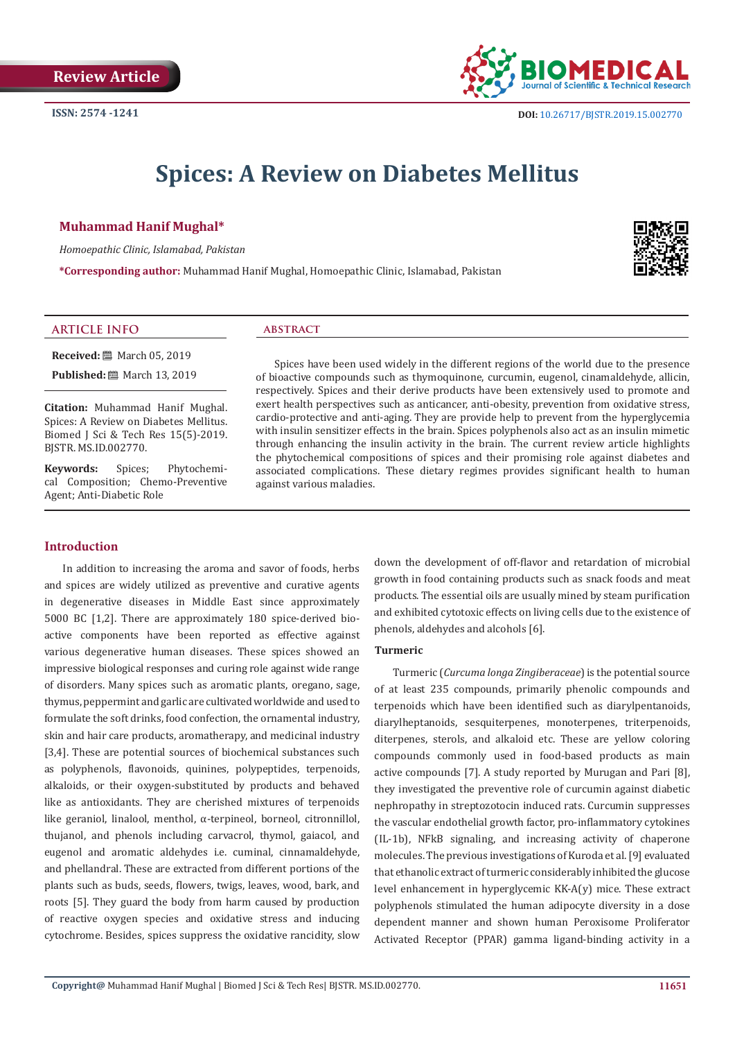Review Article

ISSN: 2574 -1241

DOI: 10.26717/BJSTR.2019.15.002770

# Spices: A Review on Diabetes Mellitus

**Muhammad Hanif Mughal***

*Homoepathic Clinic, Islamabad, Pakistan*

***Corresponding author:** Muhammad Hanif Mughal, Homoepathic Clinic, Islamabad, Pakistan

## ARTICLE INFO

**Received:** March 05, 2019

**Published:** March 13, 2019

**Citation:** Muhammad Hanif Mughal. Spices: A Review on Diabetes Mellitus. Biomed J Sci & Tech Res 15(5)-2019. BJSTR. MS.ID.002770.

**Keywords:** Spices; Phytochemical Composition; Chemo-Preventive Agent; Anti-Diabetic Role

## ABSTRACT

Spices have been used widely in the different regions of the world due to the presence of bioactive compounds such as thymoquinone, curcumin, eugenol, cinamaldehyde, allicin, respectively. Spices and their derive products have been extensively used to promote and exert health perspectives such as anticancer, anti-obesity, prevention from oxidative stress, cardio-protective and anti-aging. They are provide help to prevent from the hyperglycemia with insulin sensitizer effects in the brain. Spices polyphenols also act as an insulin mimetic through enhancing the insulin activity in the brain. The current review article highlights the phytochemical compositions of spices and their promising role against diabetes and associated complications. These dietary regimes provides significant health to human against various maladies.

## Introduction

In addition to increasing the aroma and savor of foods, herbs and spices are widely utilized as preventive and curative agents in degenerative diseases in Middle East since approximately 5000 BC [1,2]. There are approximately 180 spice-derived bioactive components have been reported as effective against various degenerative human diseases. These spices showed an impressive biological responses and curing role against wide range of disorders. Many spices such as aromatic plants, oregano, sage, thymus, peppermint and garlic are cultivated worldwide and used to formulate the soft drinks, food confection, the ornamental industry, skin and hair care products, aromatherapy, and medicinal industry [3,4]. These are potential sources of biochemical substances such as polyphenols, flavonoids, quinines, polypeptides, terpenoids, alkaloids, or their oxygen-substituted by products and behaved like as antioxidants. They are cherished mixtures of terpenoids like geraniol, linalool, menthol, α-terpineol, borneol, citronnillol, thujanol, and phenols including carvacrol, thymol, gaiacol, and eugenol and aromatic aldehydes i.e. cuminal, cinnamaldehyde, and phellandral. These are extracted from different portions of the plants such as buds, seeds, flowers, twigs, leaves, wood, bark, and roots [5]. They guard the body from harm caused by production of reactive oxygen species and oxidative stress and inducing cytochrome. Besides, spices suppress the oxidative rancidity, slow down the development of off-flavor and retardation of microbial growth in food containing products such as snack foods and meat products. The essential oils are usually mined by steam purification and exhibited cytotoxic effects on living cells due to the existence of phenols, aldehydes and alcohols [6].

### Turmeric

Turmeric (*Curcuma longa Zingiberaceae*) is the potential source of at least 235 compounds, primarily phenolic compounds and terpenoids which have been identified such as diarylpentanoids, diarylheptanoids, sesquiterpenes, monoterpenes, triterpenoids, diterpenes, sterols, and alkaloid etc. These are yellow coloring compounds commonly used in food-based products as main active compounds [7]. A study reported by Murugan and Pari [8], they investigated the preventive role of curcumin against diabetic nephropathy in streptozotocin induced rats. Curcumin suppresses the vascular endothelial growth factor, pro-inflammatory cytokines (IL-1b), NFkB signaling, and increasing activity of chaperone molecules. The previous investigations of Kuroda et al. [9] evaluated that ethanolic extract of turmeric considerably inhibited the glucose level enhancement in hyperglycemic KK-A(y) mice. These extract polyphenols stimulated the human adipocyte diversity in a dose dependent manner and shown human Peroxisome Proliferator Activated Receptor (PPAR) gamma ligand-binding activity in a

**Copyright@** Muhammad Hanif Mughal | Biomed J Sci & Tech Res| BJSTR. MS.ID.002770.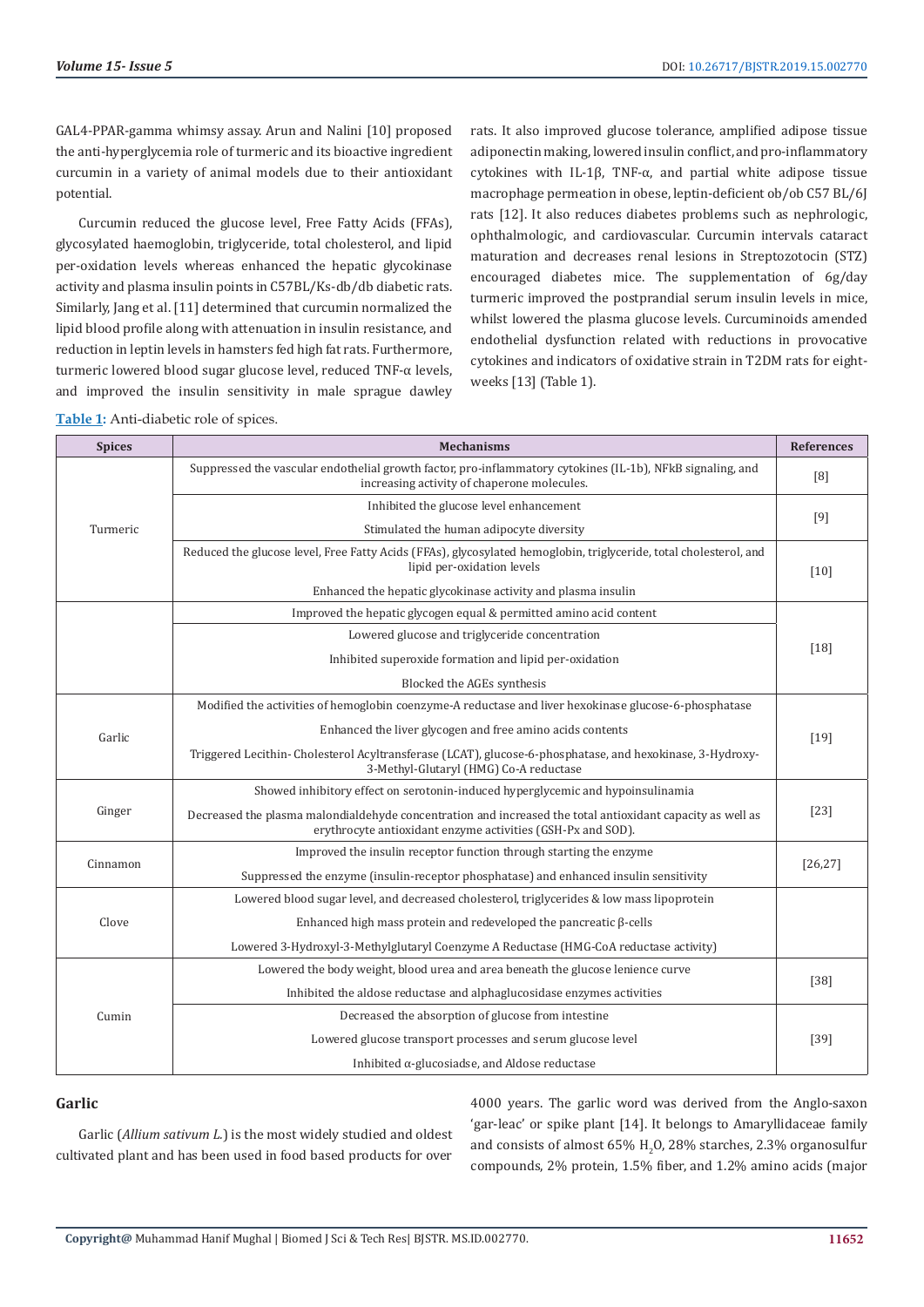GAL4-PPAR-gamma whimsy assay. Arun and Nalini [10] proposed the anti-hyperglycemia role of turmeric and its bioactive ingredient curcumin in a variety of animal models due to their antioxidant potential.

Curcumin reduced the glucose level, Free Fatty Acids (FFAs), glycosylated haemoglobin, triglyceride, total cholesterol, and lipid per-oxidation levels whereas enhanced the hepatic glycokinase activity and plasma insulin points in C57BL/Ks-db/db diabetic rats. Similarly, Jang et al. [11] determined that curcumin normalized the lipid blood profile along with attenuation in insulin resistance, and reduction in leptin levels in hamsters fed high fat rats. Furthermore, turmeric lowered blood sugar glucose level, reduced TNF-α levels, and improved the insulin sensitivity in male sprague dawley rats. It also improved glucose tolerance, amplified adipose tissue adiponectin making, lowered insulin conflict, and pro-inflammatory cytokines with IL-1β, TNF-α, and partial white adipose tissue macrophage permeation in obese, leptin-deficient ob/ob C57 BL/6J rats [12]. It also reduces diabetes problems such as nephrologic, ophthalmologic, and cardiovascular. Curcumin intervals cataract maturation and decreases renal lesions in Streptozotocin (STZ) encouraged diabetes mice. The supplementation of 6g/day turmeric improved the postprandial serum insulin levels in mice, whilst lowered the plasma glucose levels. Curcuminoids amended endothelial dysfunction related with reductions in provocative cytokines and indicators of oxidative strain in T2DM rats for eight-weeks [13] (Table 1).

**Table 1:** Anti-diabetic role of spices.

| Spices | Mechanisms | References |
|---|---|---|
| Turmeric | Suppressed the vascular endothelial growth factor, pro-inflammatory cytokines (IL-1b), NFkB signaling, and increasing activity of chaperone molecules. | [8] |
| | Inhibited the glucose level enhancement<br>Stimulated the human adipocyte diversity | [9] |
| | Reduced the glucose level, Free Fatty Acids (FFAs), glycosylated hemoglobin, triglyceride, total cholesterol, and lipid per-oxidation levels<br>Enhanced the hepatic glycokinase activity and plasma insulin | [10] |
| | Improved the hepatic glycogen equal & permitted amino acid content<br>Lowered glucose and triglyceride concentration<br>Inhibited superoxide formation and lipid per-oxidation<br>Blocked the AGEs synthesis | [18] |
| Garlic | Modified the activities of hemoglobin coenzyme-A reductase and liver hexokinase glucose-6-phosphatase<br>Enhanced the liver glycogen and free amino acids contents<br>Triggered Lecithin- Cholesterol Acyltransferase (LCAT), glucose-6-phosphatase, and hexokinase, 3-Hydroxy-3-Methyl-Glutaryl (HMG) Co-A reductase | [19] |
| Ginger | Showed inhibitory effect on serotonin-induced hyperglycemic and hypoinsulinamia<br>Decreased the plasma malondialdehyde concentration and increased the total antioxidant capacity as well as erythrocyte antioxidant enzyme activities (GSH-Px and SOD). | [23] |
| Cinnamon | Improved the insulin receptor function through starting the enzyme<br>Suppressed the enzyme (insulin-receptor phosphatase) and enhanced insulin sensitivity | [26,27] |
| Clove | Lowered blood sugar level, and decreased cholesterol, triglycerides & low mass lipoprotein<br>Enhanced high mass protein and redeveloped the pancreatic β-cells<br>Lowered 3-Hydroxyl-3-Methylglutaryl Coenzyme A Reductase (HMG-CoA reductase activity) | |
| Cumin | Lowered the body weight, blood urea and area beneath the glucose lenience curve<br>Inhibited the aldose reductase and alphaglucosidase enzymes activities | [38] |
| | Decreased the absorption of glucose from intestine<br>Lowered glucose transport processes and serum glucose level<br>Inhibited α-glucosiadse, and Aldose reductase | [39] |

## Garlic

Garlic (*Allium sativum L.*) is the most widely studied and oldest cultivated plant and has been used in food based products for over 4000 years. The garlic word was derived from the Anglo-saxon 'gar-leac' or spike plant [14]. It belongs to Amaryllidaceae family and consists of almost 65% $H_2O$, 28% starches, 2.3% organosulfur compounds, 2% protein, 1.5% fiber, and 1.2% amino acids (major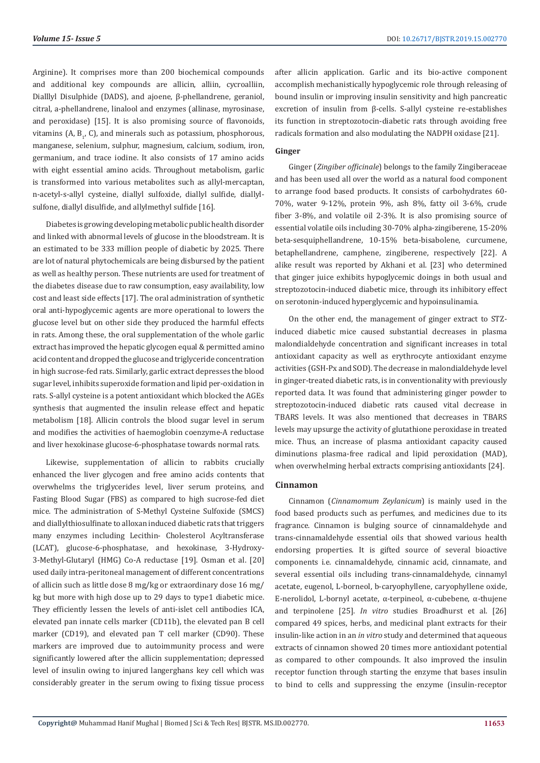Arginine). It comprises more than 200 biochemical compounds and additional key compounds are allicin, alliin, cycroalliin, Dialllyl Disulphide (DADS), and ajoene, β-phellandrene, geraniol, citral, a-phellandrene, linalool and enzymes (allinase, myrosinase, and peroxidase) [15]. It is also promising source of flavonoids, vitamins (A, $B_1$, C), and minerals such as potassium, phosphorous, manganese, selenium, sulphur, magnesium, calcium, sodium, iron, germanium, and trace iodine. It also consists of 17 amino acids with eight essential amino acids. Throughout metabolism, garlic is transformed into various metabolites such as allyl-mercaptan, n-acetyl-s-allyl cysteine, diallyl sulfoxide, diallyl sulfide, diallyl-sulfone, diallyl disulfide, and allylmethyl sulfide [16].

Diabetes is growing developing metabolic public health disorder and linked with abnormal levels of glucose in the bloodstream. It is an estimated to be 333 million people of diabetic by 2025. There are lot of natural phytochemicals are being disbursed by the patient as well as healthy person. These nutrients are used for treatment of the diabetes disease due to raw consumption, easy availability, low cost and least side effects [17]. The oral administration of synthetic oral anti-hypoglycemic agents are more operational to lowers the glucose level but on other side they produced the harmful effects in rats. Among these, the oral supplementation of the whole garlic extract has improved the hepatic glycogen equal & permitted amino acid content and dropped the glucose and triglyceride concentration in high sucrose-fed rats. Similarly, garlic extract depresses the blood sugar level, inhibits superoxide formation and lipid per-oxidation in rats. S-allyl cysteine is a potent antioxidant which blocked the AGEs synthesis that augmented the insulin release effect and hepatic metabolism [18]. Allicin controls the blood sugar level in serum and modifies the activities of haemoglobin coenzyme-A reductase and liver hexokinase glucose-6-phosphatase towards normal rats.

Likewise, supplementation of allicin to rabbits crucially enhanced the liver glycogen and free amino acids contents that overwhelms the triglycerides level, liver serum proteins, and Fasting Blood Sugar (FBS) as compared to high sucrose-fed diet mice. The administration of S-Methyl Cysteine Sulfoxide (SMCS) and diallylthiosulfinate to alloxan induced diabetic rats that triggers many enzymes including Lecithin- Cholesterol Acyltransferase (LCAT), glucose-6-phosphatase, and hexokinase, 3-Hydroxy-3-Methyl-Glutaryl (HMG) Co-A reductase [19]. Osman et al. [20] used daily intra-peritoneal management of different concentrations of allicin such as little dose 8 mg/kg or extraordinary dose 16 mg/kg but more with high dose up to 29 days to type1 diabetic mice. They efficiently lessen the levels of anti-islet cell antibodies ICA, elevated pan innate cells marker (CD11b), the elevated pan B cell marker (CD19), and elevated pan T cell marker (CD90). These markers are improved due to autoimmunity process and were significantly lowered after the allicin supplementation; depressed level of insulin owing to injured langerghans key cell which was considerably greater in the serum owing to fixing tissue process after allicin application. Garlic and its bio-active component accomplish mechanistically hypoglycemic role through releasing of bound insulin or improving insulin sensitivity and high pancreatic excretion of insulin from β-cells. S-allyl cysteine re-establishes its function in streptozotocin-diabetic rats through avoiding free radicals formation and also modulating the NADPH oxidase [21].

### Ginger

Ginger (*Zingiber officinale*) belongs to the family Zingiberaceae and has been used all over the world as a natural food component to arrange food based products. It consists of carbohydrates 60-70%, water 9-12%, protein 9%, ash 8%, fatty oil 3-6%, crude fiber 3-8%, and volatile oil 2-3%. It is also promising source of essential volatile oils including 30-70% alpha-zingiberene, 15-20% beta-sesquiphellandrene, 10-15% beta-bisabolene, curcumene, betaphellandrene, camphene, zingiberene, respectively [22]. A alike result was reported by Akhani et al. [23] who determined that ginger juice exhibits hypoglycemic doings in both usual and streptozotocin-induced diabetic mice, through its inhibitory effect on serotonin-induced hyperglycemic and hypoinsulinamia.

On the other end, the management of ginger extract to STZ-induced diabetic mice caused substantial decreases in plasma malondialdehyde concentration and significant increases in total antioxidant capacity as well as erythrocyte antioxidant enzyme activities (GSH-Px and SOD). The decrease in malondialdehyde level in ginger-treated diabetic rats, is in conventionality with previously reported data. It was found that administering ginger powder to streptozotocin-induced diabetic rats caused vital decrease in TBARS levels. It was also mentioned that decreases in TBARS levels may upsurge the activity of glutathione peroxidase in treated mice. Thus, an increase of plasma antioxidant capacity caused diminutions plasma-free radical and lipid peroxidation (MAD), when overwhelming herbal extracts comprising antioxidants [24].

### Cinnamon

Cinnamon (*Cinnamomum Zeylanicum*) is mainly used in the food based products such as perfumes, and medicines due to its fragrance. Cinnamon is bulging source of cinnamaldehyde and trans-cinnamaldehyde essential oils that showed various health endorsing properties. It is gifted source of several bioactive components i.e. cinnamaldehyde, cinnamic acid, cinnamate, and several essential oils including trans-cinnamaldehyde, cinnamyl acetate, eugenol, L-borneol, b-caryophyllene, caryophyllene oxide, E-nerolidol, L-bornyl acetate, α-terpineol, α-cubebene, α-thujene and terpinolene [25]. *In vitro* studies Broadhurst et al. [26] compared 49 spices, herbs, and medicinal plant extracts for their insulin-like action in an *in vitro* study and determined that aqueous extracts of cinnamon showed 20 times more antioxidant potential as compared to other compounds. It also improved the insulin receptor function through starting the enzyme that bases insulin to bind to cells and suppressing the enzyme (insulin-receptor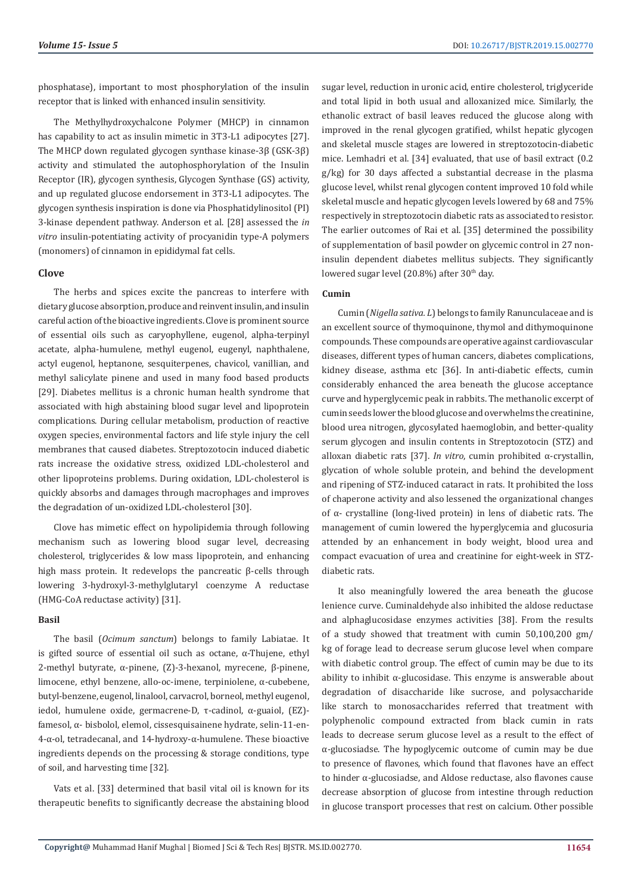phosphatase), important to most phosphorylation of the insulin receptor that is linked with enhanced insulin sensitivity.

The Methylhydroxychalcone Polymer (MHCP) in cinnamon has capability to act as insulin mimetic in 3T3-L1 adipocytes [27]. The MHCP down regulated glycogen synthase kinase-3β (GSK-3β) activity and stimulated the autophosphorylation of the Insulin Receptor (IR), glycogen synthesis, Glycogen Synthase (GS) activity, and up regulated glucose endorsement in 3T3-L1 adipocytes. The glycogen synthesis inspiration is done via Phosphatidylinositol (PI) 3-kinase dependent pathway. Anderson et al. [28] assessed the *in vitro* insulin-potentiating activity of procyanidin type-A polymers (monomers) of cinnamon in epididymal fat cells.

### Clove

The herbs and spices excite the pancreas to interfere with dietary glucose absorption, produce and reinvent insulin, and insulin careful action of the bioactive ingredients. Clove is prominent source of essential oils such as caryophyllene, eugenol, alpha-terpinyl acetate, alpha-humulene, methyl eugenol, eugenyl, naphthalene, actyl eugenol, heptanone, sesquiterpenes, chavicol, vanillian, and methyl salicylate pinene and used in many food based products [29]. Diabetes mellitus is a chronic human health syndrome that associated with high abstaining blood sugar level and lipoprotein complications. During cellular metabolism, production of reactive oxygen species, environmental factors and life style injury the cell membranes that caused diabetes. Streptozotocin induced diabetic rats increase the oxidative stress, oxidized LDL-cholesterol and other lipoproteins problems. During oxidation, LDL-cholesterol is quickly absorbs and damages through macrophages and improves the degradation of un-oxidized LDL-cholesterol [30].

Clove has mimetic effect on hypolipidemia through following mechanism such as lowering blood sugar level, decreasing cholesterol, triglycerides & low mass lipoprotein, and enhancing high mass protein. It redevelops the pancreatic β-cells through lowering 3-hydroxyl-3-methylglutaryl coenzyme A reductase (HMG-CoA reductase activity) [31].

### Basil

The basil (*Ocimum sanctum*) belongs to family Labiatae. It is gifted source of essential oils such as octane, α-Thujene, ethyl 2-methyl butyrate, α-pinene, (Z)-3-hexanol, myrecene, β-pinene, limocene, ethyl benzene, allo-oc-imene, terpiniolene, α-cubebene, butyl-benzene, eugenol, linalool, carvacrol, borneol, methyl eugenol, iedol, humulene oxide, germacrene-D, τ-cadinol, α-guaiol, (EZ)-famesol, α- bisbolol, elemol, cissesquisainene hydrate, selin-11-en-4-α-ol, tetradecanal, and 14-hydroxy-α-humulene. These bioactive ingredients depends on the processing & storage conditions, type of soil, and harvesting time [32].

Vats et al. [33] determined that basil vital oil is known for its therapeutic benefits to significantly decrease the abstaining blood sugar level, reduction in uronic acid, entire cholesterol, triglyceride and total lipid in both usual and alloxanized mice. Similarly, the ethanolic extract of basil leaves reduced the glucose along with improved in the renal glycogen gratified, whilst hepatic glycogen and skeletal muscle stages are lowered in streptozotocin-diabetic mice. Lemhadri et al. [34] evaluated, that use of basil extract (0.2 g/kg) for 30 days affected a substantial decrease in the plasma glucose level, whilst renal glycogen content improved 10 fold while skeletal muscle and hepatic glycogen levels lowered by 68 and 75% respectively in streptozotocin diabetic rats as associated to resistor. The earlier outcomes of Rai et al. [35] determined the possibility of supplementation of basil powder on glycemic control in 27 non-insulin dependent diabetes mellitus subjects. They significantly lowered sugar level (20.8%) after 30th day.

### Cumin

Cumin (*Nigella sativa. L*) belongs to family Ranunculaceae and is an excellent source of thymoquinone, thymol and dithymoquinone compounds. These compounds are operative against cardiovascular diseases, different types of human cancers, diabetes complications, kidney disease, asthma etc [36]. In anti-diabetic effects, cumin considerably enhanced the area beneath the glucose acceptance curve and hyperglycemic peak in rabbits. The methanolic excerpt of cumin seeds lower the blood glucose and overwhelms the creatinine, blood urea nitrogen, glycosylated haemoglobin, and better-quality serum glycogen and insulin contents in Streptozotocin (STZ) and alloxan diabetic rats [37]. *In vitro*, cumin prohibited α-crystallin, glycation of whole soluble protein, and behind the development and ripening of STZ-induced cataract in rats. It prohibited the loss of chaperone activity and also lessened the organizational changes of α- crystalline (long-lived protein) in lens of diabetic rats. The management of cumin lowered the hyperglycemia and glucosuria attended by an enhancement in body weight, blood urea and compact evacuation of urea and creatinine for eight-week in STZ-diabetic rats.

It also meaningfully lowered the area beneath the glucose lenience curve. Cuminaldehyde also inhibited the aldose reductase and alphaglucosidase enzymes activities [38]. From the results of a study showed that treatment with cumin 50,100,200 gm/kg of forage lead to decrease serum glucose level when compare with diabetic control group. The effect of cumin may be due to its ability to inhibit α-glucosidase. This enzyme is answerable about degradation of disaccharide like sucrose, and polysaccharide like starch to monosaccharides referred that treatment with polyphenolic compound extracted from black cumin in rats leads to decrease serum glucose level as a result to the effect of α-glucosiadse. The hypoglycemic outcome of cumin may be due to presence of flavones, which found that flavones have an effect to hinder α-glucosiadse, and Aldose reductase, also flavones cause decrease absorption of glucose from intestine through reduction in glucose transport processes that rest on calcium. Other possible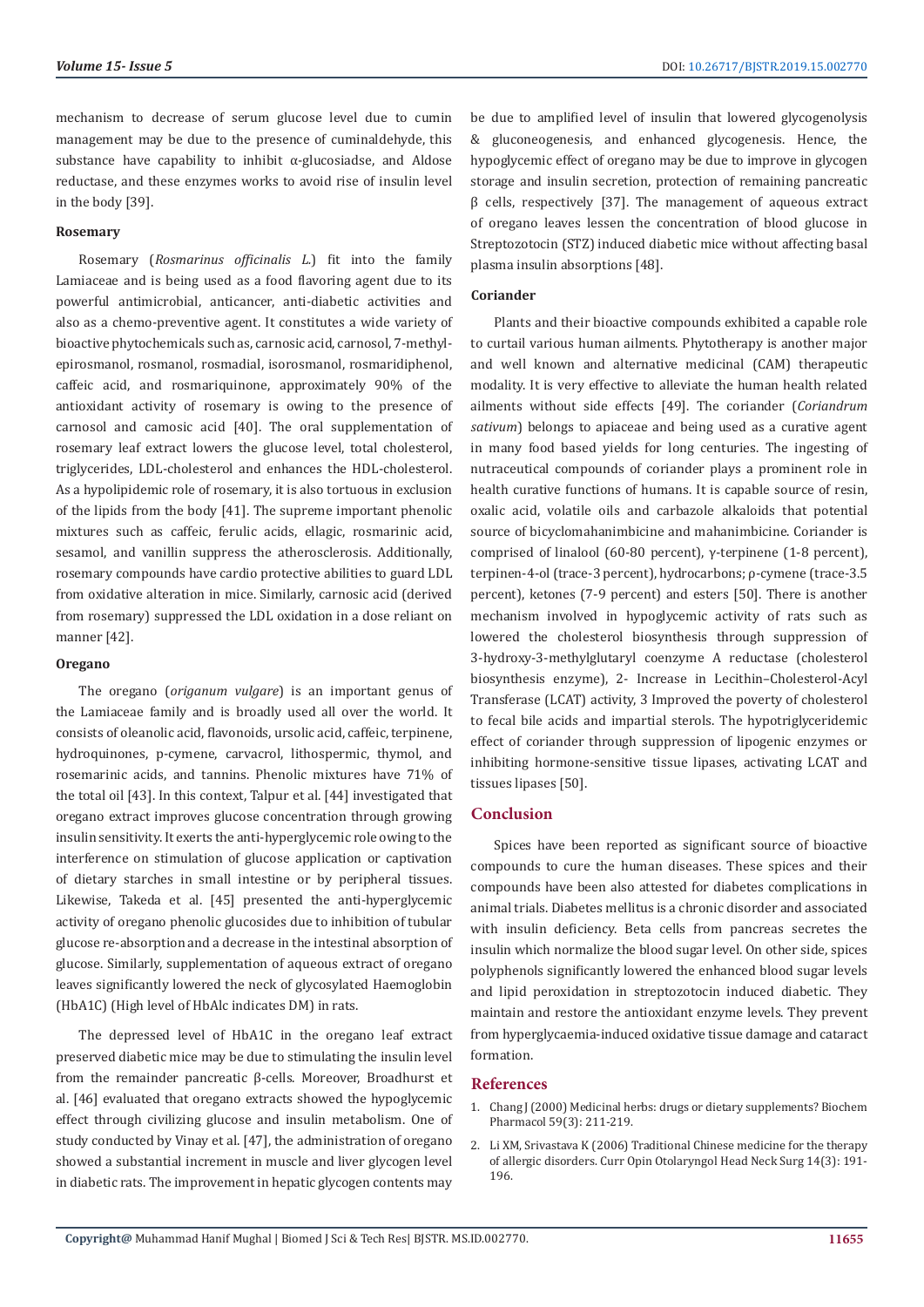mechanism to decrease of serum glucose level due to cumin management may be due to the presence of cuminaldehyde, this substance have capability to inhibit α-glucosiadse, and Aldose reductase, and these enzymes works to avoid rise of insulin level in the body [39].

#### Rosemary

Rosemary (*Rosmarinus officinalis L.*) fit into the family Lamiaceae and is being used as a food flavoring agent due to its powerful antimicrobial, anticancer, anti-diabetic activities and also as a chemo-preventive agent. It constitutes a wide variety of bioactive phytochemicals such as, carnosic acid, carnosol, 7-methyl-epirosmanol, rosmanol, rosmadial, isorosmanol, rosmaridiphenol, caffeic acid, and rosmariquinone, approximately 90% of the antioxidant activity of rosemary is owing to the presence of carnosol and camosic acid [40]. The oral supplementation of rosemary leaf extract lowers the glucose level, total cholesterol, triglycerides, LDL-cholesterol and enhances the HDL-cholesterol. As a hypolipidemic role of rosemary, it is also tortuous in exclusion of the lipids from the body [41]. The supreme important phenolic mixtures such as caffeic, ferulic acids, ellagic, rosmarinic acid, sesamol, and vanillin suppress the atherosclerosis. Additionally, rosemary compounds have cardio protective abilities to guard LDL from oxidative alteration in mice. Similarly, carnosic acid (derived from rosemary) suppressed the LDL oxidation in a dose reliant on manner [42].

#### Oregano

The oregano (*origanum vulgare*) is an important genus of the Lamiaceae family and is broadly used all over the world. It consists of oleanolic acid, flavonoids, ursolic acid, caffeic, terpinene, hydroquinones, p-cymene, carvacrol, lithospermic, thymol, and rosemarinic acids, and tannins. Phenolic mixtures have 71% of the total oil [43]. In this context, Talpur et al. [44] investigated that oregano extract improves glucose concentration through growing insulin sensitivity. It exerts the anti-hyperglycemic role owing to the interference on stimulation of glucose application or captivation of dietary starches in small intestine or by peripheral tissues. Likewise, Takeda et al. [45] presented the anti-hyperglycemic activity of oregano phenolic glucosides due to inhibition of tubular glucose re-absorption and a decrease in the intestinal absorption of glucose. Similarly, supplementation of aqueous extract of oregano leaves significantly lowered the neck of glycosylated Haemoglobin (HbA1C) (High level of HbAlc indicates DM) in rats.

The depressed level of HbA1C in the oregano leaf extract preserved diabetic mice may be due to stimulating the insulin level from the remainder pancreatic β-cells. Moreover, Broadhurst et al. [46] evaluated that oregano extracts showed the hypoglycemic effect through civilizing glucose and insulin metabolism. One of study conducted by Vinay et al. [47], the administration of oregano showed a substantial increment in muscle and liver glycogen level in diabetic rats. The improvement in hepatic glycogen contents may be due to amplified level of insulin that lowered glycogenolysis & gluconeogenesis, and enhanced glycogenesis. Hence, the hypoglycemic effect of oregano may be due to improve in glycogen storage and insulin secretion, protection of remaining pancreatic β cells, respectively [37]. The management of aqueous extract of oregano leaves lessen the concentration of blood glucose in Streptozotocin (STZ) induced diabetic mice without affecting basal plasma insulin absorptions [48].

#### Coriander

Plants and their bioactive compounds exhibited a capable role to curtail various human ailments. Phytotherapy is another major and well known and alternative medicinal (CAM) therapeutic modality. It is very effective to alleviate the human health related ailments without side effects [49]. The coriander (*Coriandrum sativum*) belongs to apiaceae and being used as a curative agent in many food based yields for long centuries. The ingesting of nutraceutical compounds of coriander plays a prominent role in health curative functions of humans. It is capable source of resin, oxalic acid, volatile oils and carbazole alkaloids that potential source of bicyclomahanimbicine and mahanimbicine. Coriander is comprised of linalool (60-80 percent), γ-terpinene (1-8 percent), terpinen-4-ol (trace-3 percent), hydrocarbons; ρ-cymene (trace-3.5 percent), ketones (7-9 percent) and esters [50]. There is another mechanism involved in hypoglycemic activity of rats such as lowered the cholesterol biosynthesis through suppression of 3-hydroxy-3-methylglutaryl coenzyme A reductase (cholesterol biosynthesis enzyme), 2- Increase in Lecithin–Cholesterol-Acyl Transferase (LCAT) activity, 3 Improved the poverty of cholesterol to fecal bile acids and impartial sterols. The hypotriglyceridemic effect of coriander through suppression of lipogenic enzymes or inhibiting hormone-sensitive tissue lipases, activating LCAT and tissues lipases [50].

## Conclusion

Spices have been reported as significant source of bioactive compounds to cure the human diseases. These spices and their compounds have been also attested for diabetes complications in animal trials. Diabetes mellitus is a chronic disorder and associated with insulin deficiency. Beta cells from pancreas secretes the insulin which normalize the blood sugar level. On other side, spices polyphenols significantly lowered the enhanced blood sugar levels and lipid peroxidation in streptozotocin induced diabetic. They maintain and restore the antioxidant enzyme levels. They prevent from hyperglycaemia-induced oxidative tissue damage and cataract formation.

## References

1. Chang J (2000) Medicinal herbs: drugs or dietary supplements? Biochem Pharmacol 59(3): 211-219.
2. Li XM, Srivastava K (2006) Traditional Chinese medicine for the therapy of allergic disorders. Curr Opin Otolaryngol Head Neck Surg 14(3): 191-196.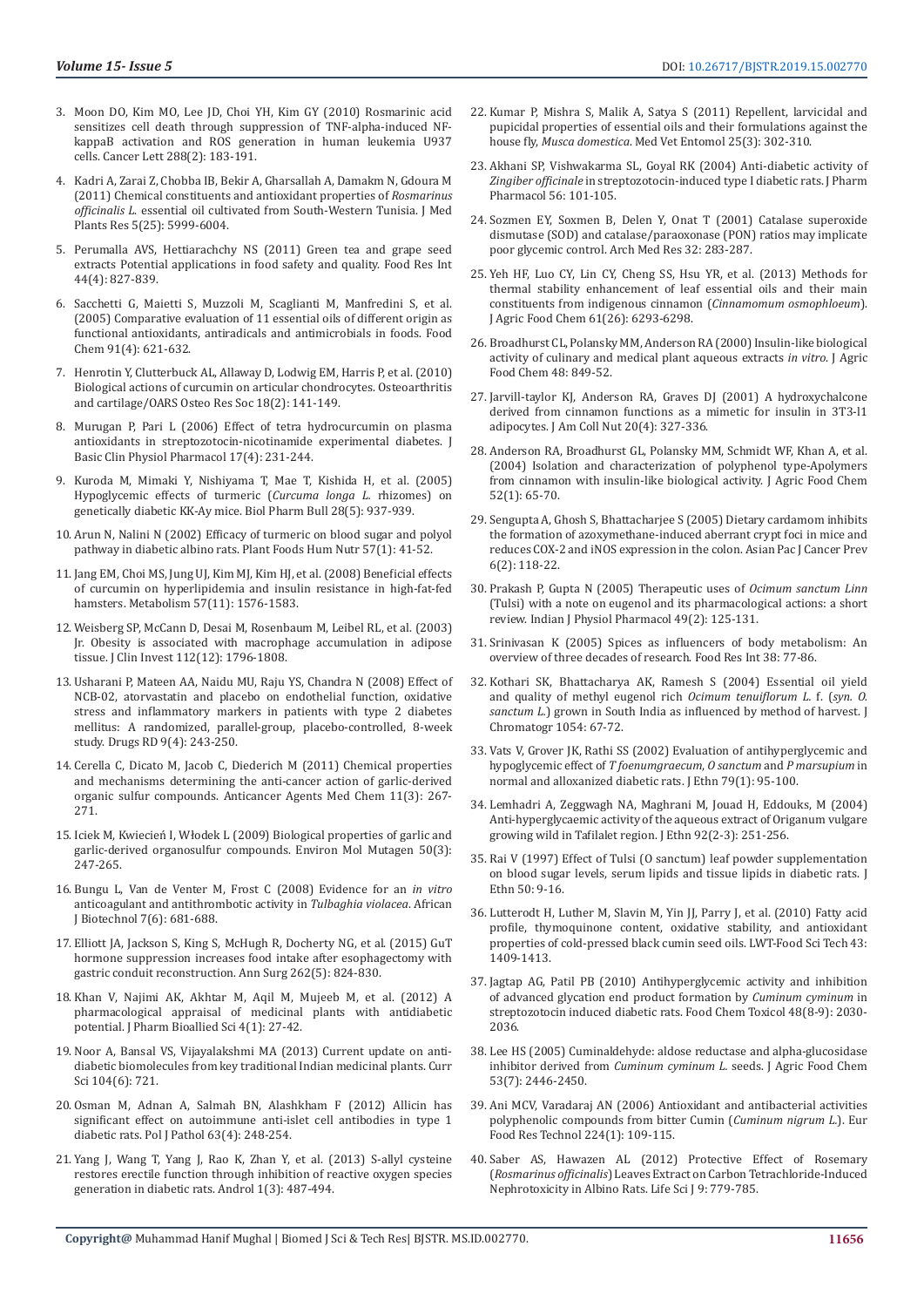3. Moon DO, Kim MO, Lee JD, Choi YH, Kim GY (2010) Rosmarinic acid sensitizes cell death through suppression of TNF-alpha-induced NF-kappaB activation and ROS generation in human leukemia U937 cells. Cancer Lett 288(2): 183-191.

4. Kadri A, Zarai Z, Chobba IB, Bekir A, Gharsallah A, Damakm N, Gdoura M (2011) Chemical constituents and antioxidant properties of *Rosmarinus officinalis L.* essential oil cultivated from South-Western Tunisia. J Med Plants Res 5(25): 5999-6004.

5. Perumalla AVS, Hettiarachchy NS (2011) Green tea and grape seed extracts Potential applications in food safety and quality. Food Res Int 44(4): 827-839.

6. Sacchetti G, Maietti S, Muzzoli M, Scaglianti M, Manfredini S, et al. (2005) Comparative evaluation of 11 essential oils of different origin as functional antioxidants, antiradicals and antimicrobials in foods. Food Chem 91(4): 621-632.

7. Henrotin Y, Clutterbuck AL, Allaway D, Lodwig EM, Harris P, et al. (2010) Biological actions of curcumin on articular chondrocytes. Osteoarthritis and cartilage/OARS Osteo Res Soc 18(2): 141-149.

8. Murugan P, Pari L (2006) Effect of tetra hydrocurcumin on plasma antioxidants in streptozotocin-nicotinamide experimental diabetes. J Basic Clin Physiol Pharmacol 17(4): 231-244.

9. Kuroda M, Mimaki Y, Nishiyama T, Mae T, Kishida H, et al. (2005) Hypoglycemic effects of turmeric (*Curcuma longa L.* rhizomes) on genetically diabetic KK-Ay mice. Biol Pharm Bull 28(5): 937-939.

10. Arun N, Nalini N (2002) Efficacy of turmeric on blood sugar and polyol pathway in diabetic albino rats. Plant Foods Hum Nutr 57(1): 41-52.

11. Jang EM, Choi MS, Jung UJ, Kim MJ, Kim HJ, et al. (2008) Beneficial effects of curcumin on hyperlipidemia and insulin resistance in high-fat-fed hamsters. Metabolism 57(11): 1576-1583.

12. Weisberg SP, McCann D, Desai M, Rosenbaum M, Leibel RL, et al. (2003) Jr. Obesity is associated with macrophage accumulation in adipose tissue. J Clin Invest 112(12): 1796-1808.

13. Usharani P, Mateen AA, Naidu MU, Raju YS, Chandra N (2008) Effect of NCB-02, atorvastatin and placebo on endothelial function, oxidative stress and inflammatory markers in patients with type 2 diabetes mellitus: A randomized, parallel-group, placebo-controlled, 8-week study. Drugs RD 9(4): 243-250.

14. Cerella C, Dicato M, Jacob C, Diederich M (2011) Chemical properties and mechanisms determining the anti-cancer action of garlic-derived organic sulfur compounds. Anticancer Agents Med Chem 11(3): 267-271.

15. Iciek M, Kwiecień I, Włodek L (2009) Biological properties of garlic and garlic-derived organosulfur compounds. Environ Mol Mutagen 50(3): 247-265.

16. Bungu L, Van de Venter M, Frost C (2008) Evidence for an *in vitro* anticoagulant and antithrombotic activity in *Tulbaghia violacea*. African J Biotechnol 7(6): 681-688.

17. Elliott JA, Jackson S, King S, McHugh R, Docherty NG, et al. (2015) GuT hormone suppression increases food intake after esophagectomy with gastric conduit reconstruction. Ann Surg 262(5): 824-830.

18. Khan V, Najimi AK, Akhtar M, Aqil M, Mujeeb M, et al. (2012) A pharmacological appraisal of medicinal plants with antidiabetic potential. J Pharm Bioallied Sci 4(1): 27-42.

19. Noor A, Bansal VS, Vijayalakshmi MA (2013) Current update on anti-diabetic biomolecules from key traditional Indian medicinal plants. Curr Sci 104(6): 721.

20. Osman M, Adnan A, Salmah BN, Alashkham F (2012) Allicin has significant effect on autoimmune anti-islet cell antibodies in type 1 diabetic rats. Pol J Pathol 63(4): 248-254.

21. Yang J, Wang T, Yang J, Rao K, Zhan Y, et al. (2013) S-allyl cysteine restores erectile function through inhibition of reactive oxygen species generation in diabetic rats. Androl 1(3): 487-494.

22. Kumar P, Mishra S, Malik A, Satya S (2011) Repellent, larvicidal and pupicidal properties of essential oils and their formulations against the house fly, *Musca domestica*. Med Vet Entomol 25(3): 302-310.

23. Akhani SP, Vishwakarma SL, Goyal RK (2004) Anti-diabetic activity of *Zingiber officinale* in streptozotocin-induced type I diabetic rats. J Pharm Pharmacol 56: 101-105.

24. Sozmen EY, Soxmen B, Delen Y, Onat T (2001) Catalase superoxide dismutase (SOD) and catalase/paraoxonase (PON) ratios may implicate poor glycemic control. Arch Med Res 32: 283-287.

25. Yeh HF, Luo CY, Lin CY, Cheng SS, Hsu YR, et al. (2013) Methods for thermal stability enhancement of leaf essential oils and their main constituents from indigenous cinnamon (*Cinnamomum osmophloeum*). J Agric Food Chem 61(26): 6293-6298.

26. Broadhurst CL, Polansky MM, Anderson RA (2000) Insulin-like biological activity of culinary and medical plant aqueous extracts *in vitro*. J Agric Food Chem 48: 849-52.

27. Jarvill-taylor KJ, Anderson RA, Graves DJ (2001) A hydroxychalcone derived from cinnamon functions as a mimetic for insulin in 3T3-l1 adipocytes. J Am Coll Nut 20(4): 327-336.

28. Anderson RA, Broadhurst GL, Polansky MM, Schmidt WF, Khan A, et al. (2004) Isolation and characterization of polyphenol type-Apolymers from cinnamon with insulin-like biological activity. J Agric Food Chem 52(1): 65-70.

29. Sengupta A, Ghosh S, Bhattacharjee S (2005) Dietary cardamom inhibits the formation of azoxymethane-induced aberrant crypt foci in mice and reduces COX-2 and iNOS expression in the colon. Asian Pac J Cancer Prev 6(2): 118-22.

30. Prakash P, Gupta N (2005) Therapeutic uses of *Ocimum sanctum Linn* (Tulsi) with a note on eugenol and its pharmacological actions: a short review. Indian J Physiol Pharmacol 49(2): 125-131.

31. Srinivasan K (2005) Spices as influencers of body metabolism: An overview of three decades of research. Food Res Int 38: 77-86.

32. Kothari SK, Bhattacharya AK, Ramesh S (2004) Essential oil yield and quality of methyl eugenol rich *Ocimum tenuiflorum L.* f. (*syn. O. sanctum L.*) grown in South India as influenced by method of harvest. J Chromatogr 1054: 67-72.

33. Vats V, Grover JK, Rathi SS (2002) Evaluation of antihyperglycemic and hypoglycemic effect of *T foenumgraecum*, *O sanctum* and *P marsupium* in normal and alloxanized diabetic rats. J Ethn 79(1): 95-100.

34. Lemhadri A, Zeggwagh NA, Maghrani M, Jouad H, Eddouks, M (2004) Anti-hyperglycaemic activity of the aqueous extract of Origanum vulgare growing wild in Tafilalet region. J Ethn 92(2-3): 251-256.

35. Rai V (1997) Effect of Tulsi (O sanctum) leaf powder supplementation on blood sugar levels, serum lipids and tissue lipids in diabetic rats. J Ethn 50: 9-16.

36. Lutterodt H, Luther M, Slavin M, Yin JJ, Parry J, et al. (2010) Fatty acid profile, thymoquinone content, oxidative stability, and antioxidant properties of cold-pressed black cumin seed oils. LWT-Food Sci Tech 43: 1409-1413.

37. Jagtap AG, Patil PB (2010) Antihyperglycemic activity and inhibition of advanced glycation end product formation by *Cuminum cyminum* in streptozotocin induced diabetic rats. Food Chem Toxicol 48(8-9): 2030-2036.

38. Lee HS (2005) Cuminaldehyde: aldose reductase and alpha-glucosidase inhibitor derived from *Cuminum cyminum L.* seeds. J Agric Food Chem 53(7): 2446-2450.

39. Ani MCV, Varadaraj AN (2006) Antioxidant and antibacterial activities polyphenolic compounds from bitter Cumin (*Cuminum nigrum L.*). Eur Food Res Technol 224(1): 109-115.

40. Saber AS, Hawazen AL (2012) Protective Effect of Rosemary (*Rosmarinicus officinalis*) Leaves Extract on Carbon Tetrachloride-Induced Nephrotoxicity in Albino Rats. Life Sci J 9: 779-785.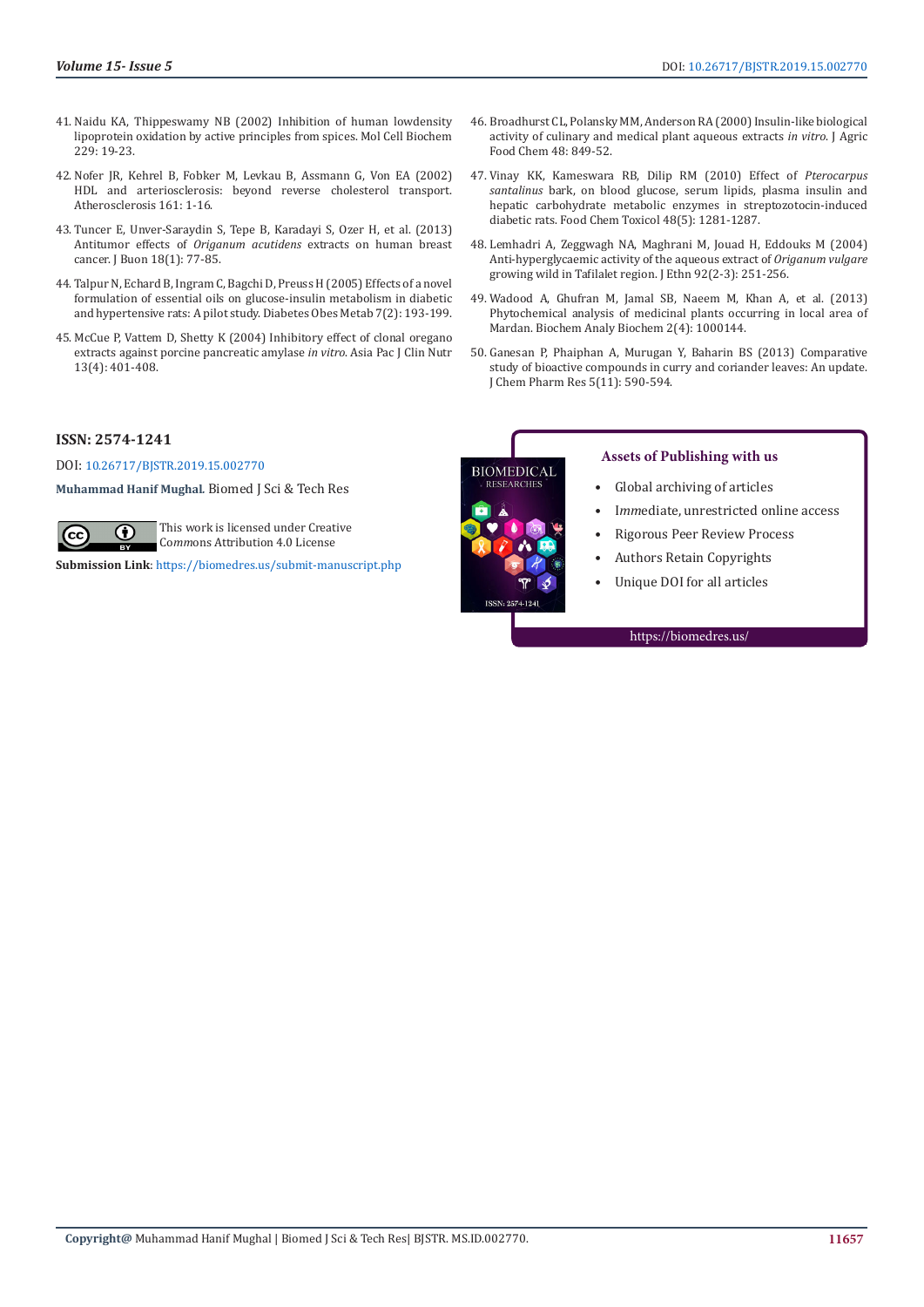41. Naidu KA, Thippeswamy NB (2002) Inhibition of human lowdensity lipoprotein oxidation by active principles from spices. Mol Cell Biochem 229: 19-23.

42. Nofer JR, Kehrel B, Fobker M, Levkau B, Assmann G, Von EA (2002) HDL and arteriosclerosis: beyond reverse cholesterol transport. Atherosclerosis 161: 1-16.

43. Tuncer E, Unver-Saraydin S, Tepe B, Karadayi S, Ozer H, et al. (2013) Antitumor effects of *Origanum acutidens* extracts on human breast cancer. J Buon 18(1): 77-85.

44. Talpur N, Echard B, Ingram C, Bagchi D, Preuss H (2005) Effects of a novel formulation of essential oils on glucose-insulin metabolism in diabetic and hypertensive rats: A pilot study. Diabetes Obes Metab 7(2): 193-199.

45. McCue P, Vattem D, Shetty K (2004) Inhibitory effect of clonal oregano extracts against porcine pancreatic amylase *in vitro*. Asia Pac J Clin Nutr 13(4): 401-408.

46. Broadhurst CL, Polansky MM, Anderson RA (2000) Insulin-like biological activity of culinary and medical plant aqueous extracts *in vitro*. J Agric Food Chem 48: 849-52.

47. Vinay KK, Kameswara RB, Dilip RM (2010) Effect of *Pterocarpus santalinus* bark, on blood glucose, serum lipids, plasma insulin and hepatic carbohydrate metabolic enzymes in streptozotocin-induced diabetic rats. Food Chem Toxicol 48(5): 1281-1287.

48. Lemhadri A, Zeggwagh NA, Maghrani M, Jouad H, Eddouks M (2004) Anti-hyperglycaemic activity of the aqueous extract of *Origanum vulgare* growing wild in Tafilalet region. J Ethn 92(2-3): 251-256.

49. Wadood A, Ghufran M, Jamal SB, Naeem M, Khan A, et al. (2013) Phytochemical analysis of medicinal plants occurring in local area of Mardan. Biochem Analy Biochem 2(4): 1000144.

50. Ganesan P, Phaiphan A, Murugan Y, Baharin BS (2013) Comparative study of bioactive compounds in curry and coriander leaves: An update. J Chem Pharm Res 5(11): 590-594.

**ISSN: 2574-1241**

DOI: 10.26717/BJSTR.2019.15.002770

**Muhammad Hanif Mughal.** Biomed J Sci & Tech Res

This work is licensed under Creative Commons Attribution 4.0 License

**Submission Link**: https://biomedres.us/submit-manuscript.php

**Assets of Publishing with us**

- Global archiving of articles
- Immediate, unrestricted online access
- Rigorous Peer Review Process
- Authors Retain Copyrights
- Unique DOI for all articles

https://biomedres.us/